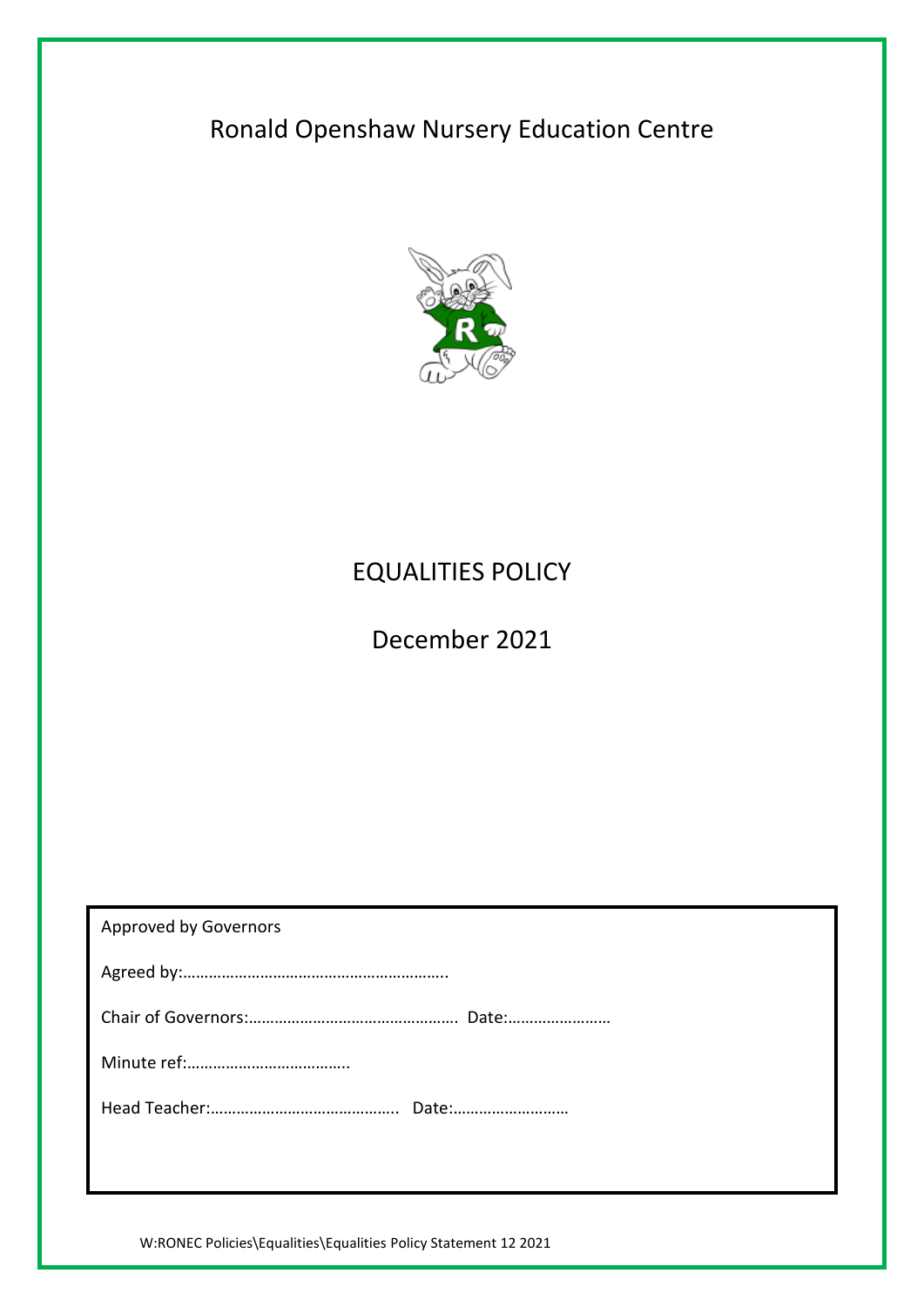# Ronald Openshaw Nursery Education Centre

## EQUALITIES POLICY

## December 2021

Approved by Governors

Agreed by:…………………………………………………….

Chair of Governors:…………………………………………. Date:……………………

Minute ref:……………………………….

Head Teacher:……………………………………. Date:………………………

W:RONEC Policies\Equalities\Equalities Policy Statement 12 2021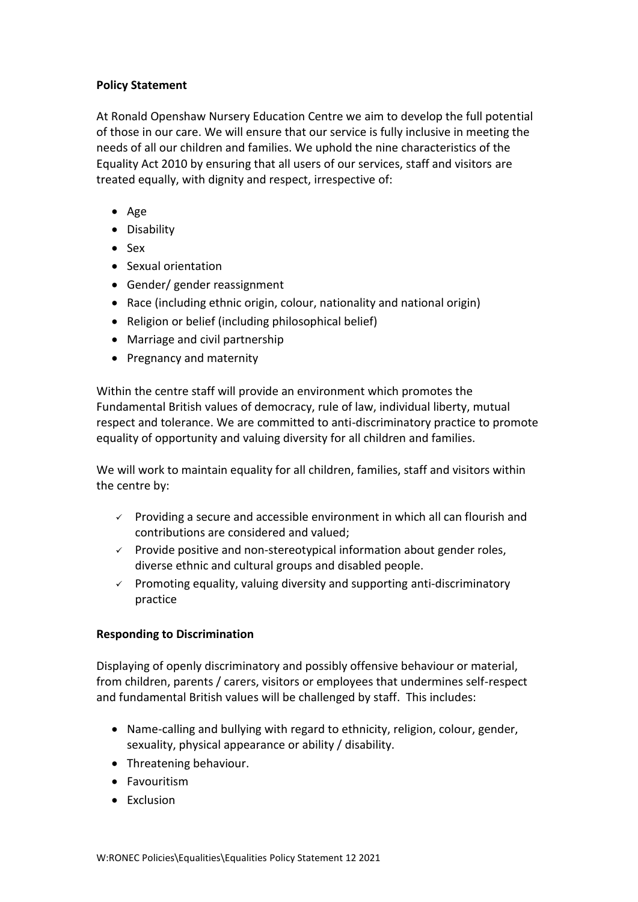**Policy Statement**

At Ronald Openshaw Nursery Education Centre we aim to develop the full potential of those in our care. We will ensure that our service is fully inclusive in meeting the needs of all our children and families. We uphold the nine characteristics of the Equality Act 2010 by ensuring that all users of our services, staff and visitors are treated equally, with dignity and respect, irrespective of:

- Age
- Disability
- Sex
- Sexual orientation
- Gender/ gender reassignment
- Race (including ethnic origin, colour, nationality and national origin)
- Religion or belief (including philosophical belief)
- Marriage and civil partnership
- Pregnancy and maternity

Within the centre staff will provide an environment which promotes the Fundamental British values of democracy, rule of law, individual liberty, mutual respect and tolerance. We are committed to anti-discriminatory practice to promote equality of opportunity and valuing diversity for all children and families.

We will work to maintain equality for all children, families, staff and visitors within the centre by:

- ✓ Providing a secure and accessible environment in which all can flourish and contributions are considered and valued;
- ✓ Provide positive and non-stereotypical information about gender roles, diverse ethnic and cultural groups and disabled people.
- ✓ Promoting equality, valuing diversity and supporting anti-discriminatory practice

**Responding to Discrimination**

Displaying of openly discriminatory and possibly offensive behaviour or material, from children, parents / carers, visitors or employees that undermines self-respect and fundamental British values will be challenged by staff. This includes:

- Name-calling and bullying with regard to ethnicity, religion, colour, gender, sexuality, physical appearance or ability / disability.
- Threatening behaviour.
- Favouritism
- Exclusion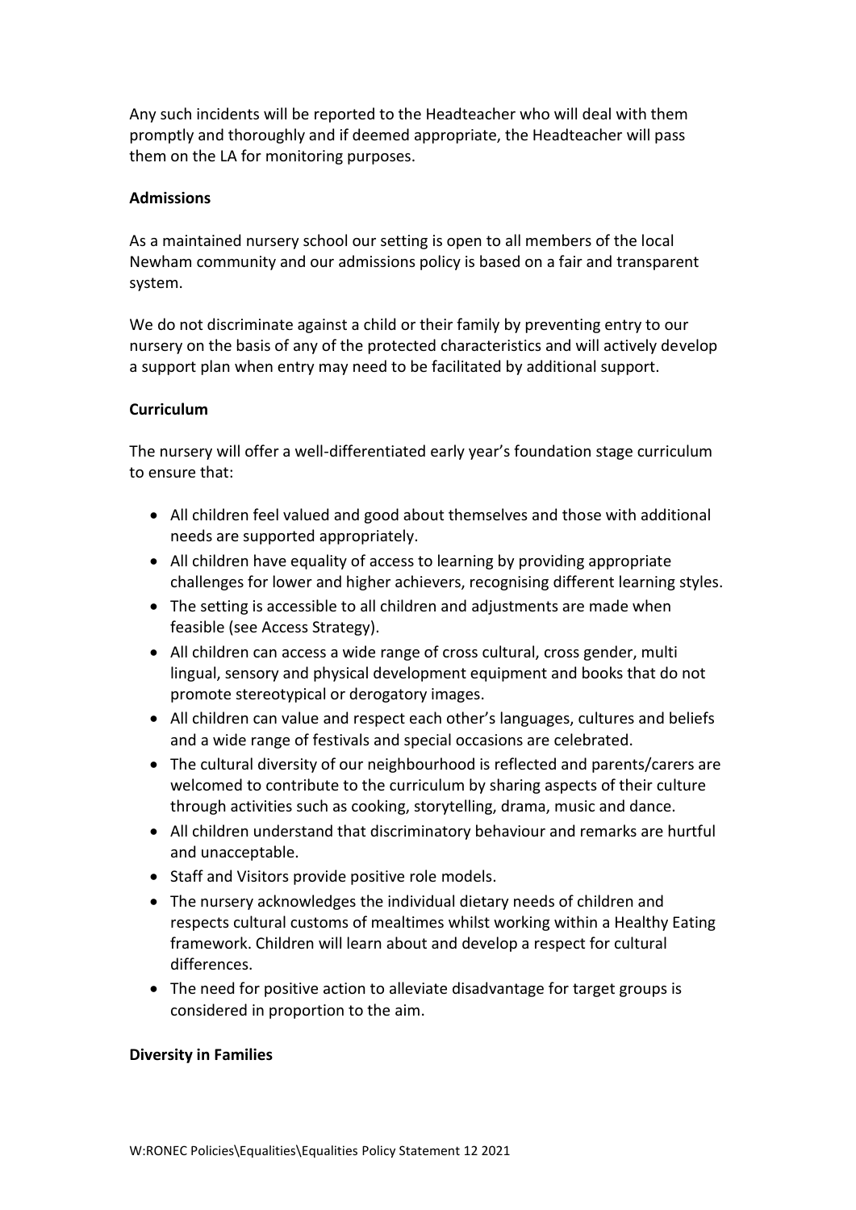Any such incidents will be reported to the Headteacher who will deal with them promptly and thoroughly and if deemed appropriate, the Headteacher will pass them on the LA for monitoring purposes.

**Admissions**

As a maintained nursery school our setting is open to all members of the local Newham community and our admissions policy is based on a fair and transparent system.

We do not discriminate against a child or their family by preventing entry to our nursery on the basis of any of the protected characteristics and will actively develop a support plan when entry may need to be facilitated by additional support.

**Curriculum**

The nursery will offer a well-differentiated early year's foundation stage curriculum to ensure that:

- All children feel valued and good about themselves and those with additional needs are supported appropriately.
- All children have equality of access to learning by providing appropriate challenges for lower and higher achievers, recognising different learning styles.
- The setting is accessible to all children and adjustments are made when feasible (see Access Strategy).
- All children can access a wide range of cross cultural, cross gender, multi lingual, sensory and physical development equipment and books that do not promote stereotypical or derogatory images.
- All children can value and respect each other's languages, cultures and beliefs and a wide range of festivals and special occasions are celebrated.
- The cultural diversity of our neighbourhood is reflected and parents/carers are welcomed to contribute to the curriculum by sharing aspects of their culture through activities such as cooking, storytelling, drama, music and dance.
- All children understand that discriminatory behaviour and remarks are hurtful and unacceptable.
- Staff and Visitors provide positive role models.
- The nursery acknowledges the individual dietary needs of children and respects cultural customs of mealtimes whilst working within a Healthy Eating framework. Children will learn about and develop a respect for cultural differences.
- The need for positive action to alleviate disadvantage for target groups is considered in proportion to the aim.

**Diversity in Families**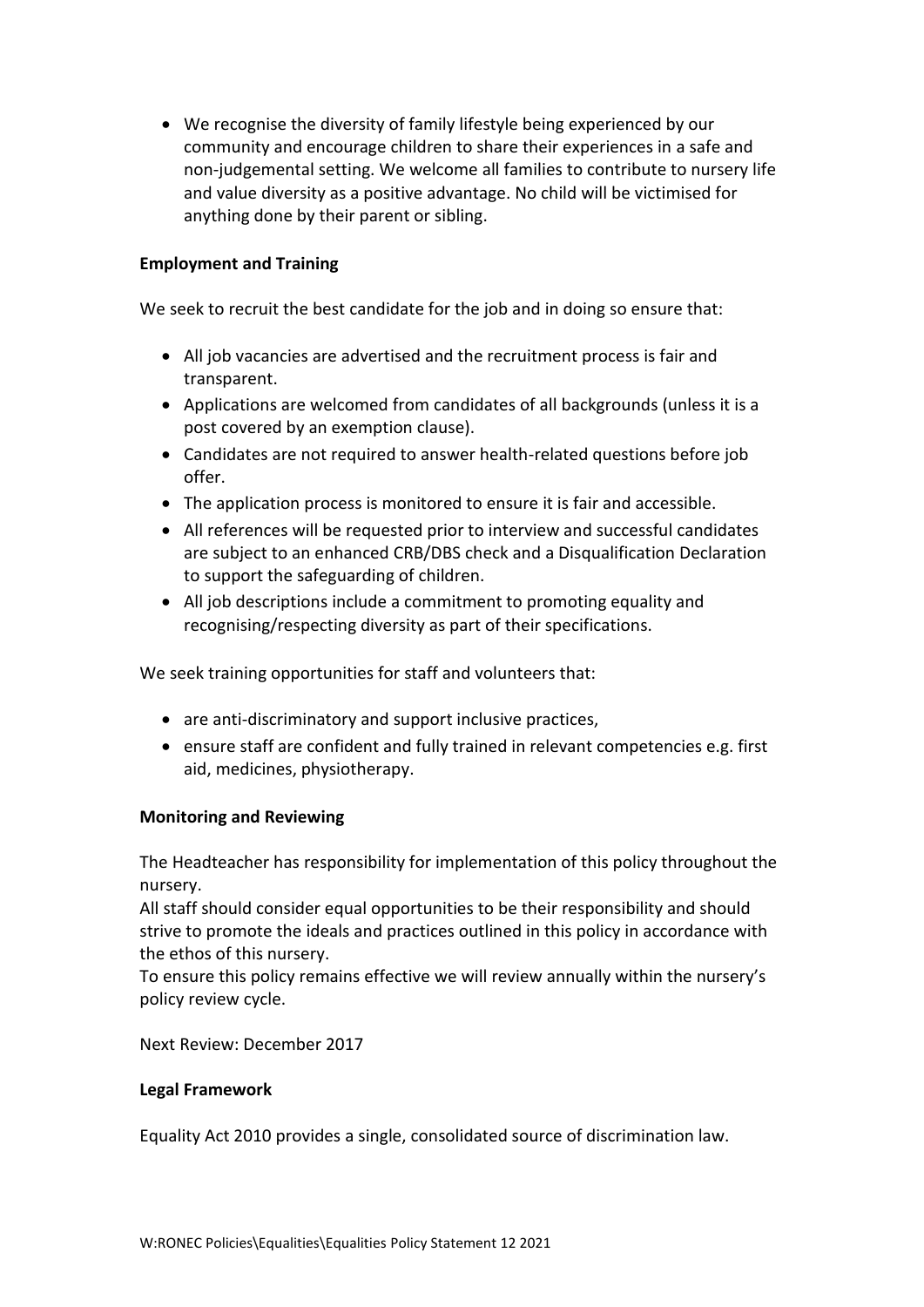- We recognise the diversity of family lifestyle being experienced by our community and encourage children to share their experiences in a safe and non-judgemental setting. We welcome all families to contribute to nursery life and value diversity as a positive advantage. No child will be victimised for anything done by their parent or sibling.

**Employment and Training**

We seek to recruit the best candidate for the job and in doing so ensure that:

- All job vacancies are advertised and the recruitment process is fair and transparent.
- Applications are welcomed from candidates of all backgrounds (unless it is a post covered by an exemption clause).
- Candidates are not required to answer health-related questions before job offer.
- The application process is monitored to ensure it is fair and accessible.
- All references will be requested prior to interview and successful candidates are subject to an enhanced CRB/DBS check and a Disqualification Declaration to support the safeguarding of children.
- All job descriptions include a commitment to promoting equality and recognising/respecting diversity as part of their specifications.

We seek training opportunities for staff and volunteers that:

- are anti-discriminatory and support inclusive practices,
- ensure staff are confident and fully trained in relevant competencies e.g. first aid, medicines, physiotherapy.

**Monitoring and Reviewing**

The Headteacher has responsibility for implementation of this policy throughout the nursery.
All staff should consider equal opportunities to be their responsibility and should strive to promote the ideals and practices outlined in this policy in accordance with the ethos of this nursery.
To ensure this policy remains effective we will review annually within the nursery's policy review cycle.

Next Review: December 2017

**Legal Framework**

Equality Act 2010 provides a single, consolidated source of discrimination law.